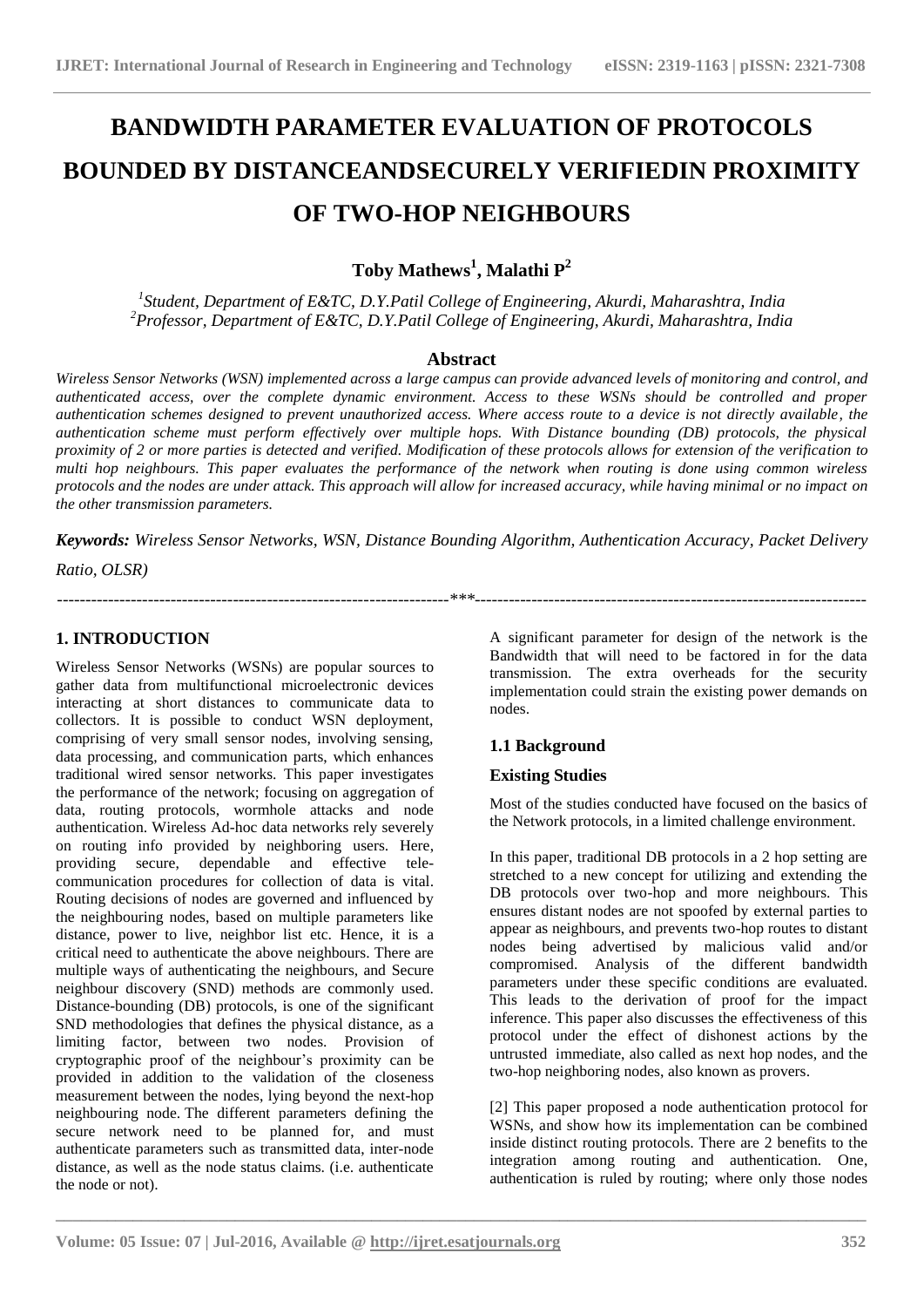# BANDWIDTH PARAMETER EVALUATION OF PROTOCOLS BOUNDED BY DISTANCEANDSECURELY VERIFIEDIN PROXIMITY OF TWO-HOP NEIGHBOURS

**Toby Mathews[1], Malathi P[2]**

*[1]Student, Department of E&TC, D.Y.Patil College of Engineering, Akurdi, Maharashtra, India*
*[2]Professor, Department of E&TC, D.Y.Patil College of Engineering, Akurdi, Maharashtra, India*

## Abstract

*Wireless Sensor Networks (WSN) implemented across a large campus can provide advanced levels of monitoring and control, and authenticated access, over the complete dynamic environment. Access to these WSNs should be controlled and proper authentication schemes designed to prevent unauthorized access. Where access route to a device is not directly available, the authentication scheme must perform effectively over multiple hops. With Distance bounding (DB) protocols, the physical proximity of 2 or more parties is detected and verified. Modification of these protocols allows for extension of the verification to multi hop neighbours. This paper evaluates the performance of the network when routing is done using common wireless protocols and the nodes are under attack. This approach will allow for increased accuracy, while having minimal or no impact on the other transmission parameters.*

***Keywords:*** *Wireless Sensor Networks, WSN, Distance Bounding Algorithm, Authentication Accuracy, Packet Delivery Ratio, OLSR)*

---

## 1. INTRODUCTION

Wireless Sensor Networks (WSNs) are popular sources to gather data from multifunctional microelectronic devices interacting at short distances to communicate data to collectors. It is possible to conduct WSN deployment, comprising of very small sensor nodes, involving sensing, data processing, and communication parts, which enhances traditional wired sensor networks. This paper investigates the performance of the network; focusing on aggregation of data, routing protocols, wormhole attacks and node authentication. Wireless Ad-hoc data networks rely severely on routing info provided by neighboring users. Here, providing secure, dependable and effective tele-communication procedures for collection of data is vital. Routing decisions of nodes are governed and influenced by the neighbouring nodes, based on multiple parameters like distance, power to live, neighbor list etc. Hence, it is a critical need to authenticate the above neighbours. There are multiple ways of authenticating the neighbours, and Secure neighbour discovery (SND) methods are commonly used. Distance-bounding (DB) protocols, is one of the significant SND methodologies that defines the physical distance, as a limiting factor, between two nodes. Provision of cryptographic proof of the neighbour's proximity can be provided in addition to the validation of the closeness measurement between the nodes, lying beyond the next-hop neighbouring node. The different parameters defining the secure network need to be planned for, and must authenticate parameters such as transmitted data, inter-node distance, as well as the node status claims. (i.e. authenticate the node or not).

A significant parameter for design of the network is the Bandwidth that will need to be factored in for the data transmission. The extra overheads for the security implementation could strain the existing power demands on nodes.

### 1.1 Background

#### Existing Studies

Most of the studies conducted have focused on the basics of the Network protocols, in a limited challenge environment.

In this paper, traditional DB protocols in a 2 hop setting are stretched to a new concept for utilizing and extending the DB protocols over two-hop and more neighbours. This ensures distant nodes are not spoofed by external parties to appear as neighbours, and prevents two-hop routes to distant nodes being advertised by malicious valid and/or compromised. Analysis of the different bandwidth parameters under these specific conditions are evaluated. This leads to the derivation of proof for the impact inference. This paper also discusses the effectiveness of this protocol under the effect of dishonest actions by the untrusted immediate, also called as next hop nodes, and the two-hop neighboring nodes, also known as provers.

[2] This paper proposed a node authentication protocol for WSNs, and show how its implementation can be combined inside distinct routing protocols. There are 2 benefits to the integration among routing and authentication. One, authentication is ruled by routing; where only those nodes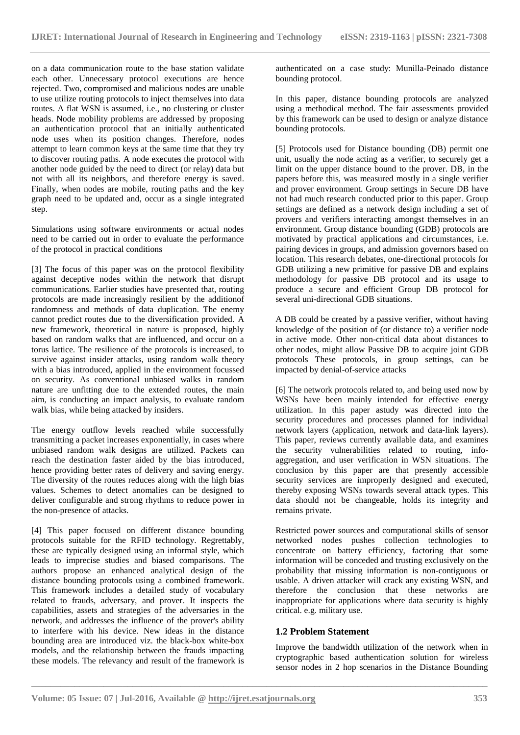on a data communication route to the base station validate each other. Unnecessary protocol executions are hence rejected. Two, compromised and malicious nodes are unable to use utilize routing protocols to inject themselves into data routes. A flat WSN is assumed, i.e., no clustering or cluster heads. Node mobility problems are addressed by proposing an authentication protocol that an initially authenticated node uses when its position changes. Therefore, nodes attempt to learn common keys at the same time that they try to discover routing paths. A node executes the protocol with another node guided by the need to direct (or relay) data but not with all its neighbors, and therefore energy is saved. Finally, when nodes are mobile, routing paths and the key graph need to be updated and, occur as a single integrated step.

Simulations using software environments or actual nodes need to be carried out in order to evaluate the performance of the protocol in practical conditions

[3] The focus of this paper was on the protocol flexibility against deceptive nodes within the network that disrupt communications. Earlier studies have presented that, routing protocols are made increasingly resilient by the additionof randomness and methods of data duplication. The enemy cannot predict routes due to the diversification provided. A new framework, theoretical in nature is proposed, highly based on random walks that are influenced, and occur on a torus lattice. The resilience of the protocols is increased, to survive against insider attacks, using random walk theory with a bias introduced, applied in the environment focussed on security. As conventional unbiased walks in random nature are unfitting due to the extended routes, the main aim, is conducting an impact analysis, to evaluate random walk bias, while being attacked by insiders.

The energy outflow levels reached while successfully transmitting a packet increases exponentially, in cases where unbiased random walk designs are utilized. Packets can reach the destination faster aided by the bias introduced, hence providing better rates of delivery and saving energy. The diversity of the routes reduces along with the high bias values. Schemes to detect anomalies can be designed to deliver configurable and strong rhythms to reduce power in the non-presence of attacks.

[4] This paper focused on different distance bounding protocols suitable for the RFID technology. Regrettably, these are typically designed using an informal style, which leads to imprecise studies and biased comparisons. The authors propose an enhanced analytical design of the distance bounding protocols using a combined framework. This framework includes a detailed study of vocabulary related to frauds, adversary, and prover. It inspects the capabilities, assets and strategies of the adversaries in the network, and addresses the influence of the prover's ability to interfere with his device. New ideas in the distance bounding area are introduced viz. the black-box white-box models, and the relationship between the frauds impacting these models. The relevancy and result of the framework is authenticated on a case study: Munilla-Peinado distance bounding protocol.

In this paper, distance bounding protocols are analyzed using a methodical method. The fair assessments provided by this framework can be used to design or analyze distance bounding protocols.

[5] Protocols used for Distance bounding (DB) permit one unit, usually the node acting as a verifier, to securely get a limit on the upper distance bound to the prover. DB, in the papers before this, was measured mostly in a single verifier and prover environment. Group settings in Secure DB have not had much research conducted prior to this paper. Group settings are defined as a network design including a set of provers and verifiers interacting amongst themselves in an environment. Group distance bounding (GDB) protocols are motivated by practical applications and circumstances, i.e. pairing devices in groups, and admission governors based on location. This research debates, one-directional protocols for GDB utilizing a new primitive for passive DB and explains methodology for passive DB protocol and its usage to produce a secure and efficient Group DB protocol for several uni-directional GDB situations.

A DB could be created by a passive verifier, without having knowledge of the position of (or distance to) a verifier node in active mode. Other non-critical data about distances to other nodes, might allow Passive DB to acquire joint GDB protocols These protocols, in group settings, can be impacted by denial-of-service attacks

[6] The network protocols related to, and being used now by WSNs have been mainly intended for effective energy utilization. In this paper astudy was directed into the security procedures and processes planned for individual network layers (application, network and data-link layers). This paper, reviews currently available data, and examines the security vulnerabilities related to routing, info-aggregation, and user verification in WSN situations. The conclusion by this paper are that presently accessible security services are improperly designed and executed, thereby exposing WSNs towards several attack types. This data should not be changeable, holds its integrity and remains private.

Restricted power sources and computational skills of sensor networked nodes pushes collection technologies to concentrate on battery efficiency, factoring that some information will be conceded and trusting exclusively on the probability that missing information is non-contiguous or usable. A driven attacker will crack any existing WSN, and therefore the conclusion that these networks are inappropriate for applications where data security is highly critical. e.g. military use.

### 1.2 Problem Statement

Improve the bandwidth utilization of the network when in cryptographic based authentication solution for wireless sensor nodes in 2 hop scenarios in the Distance Bounding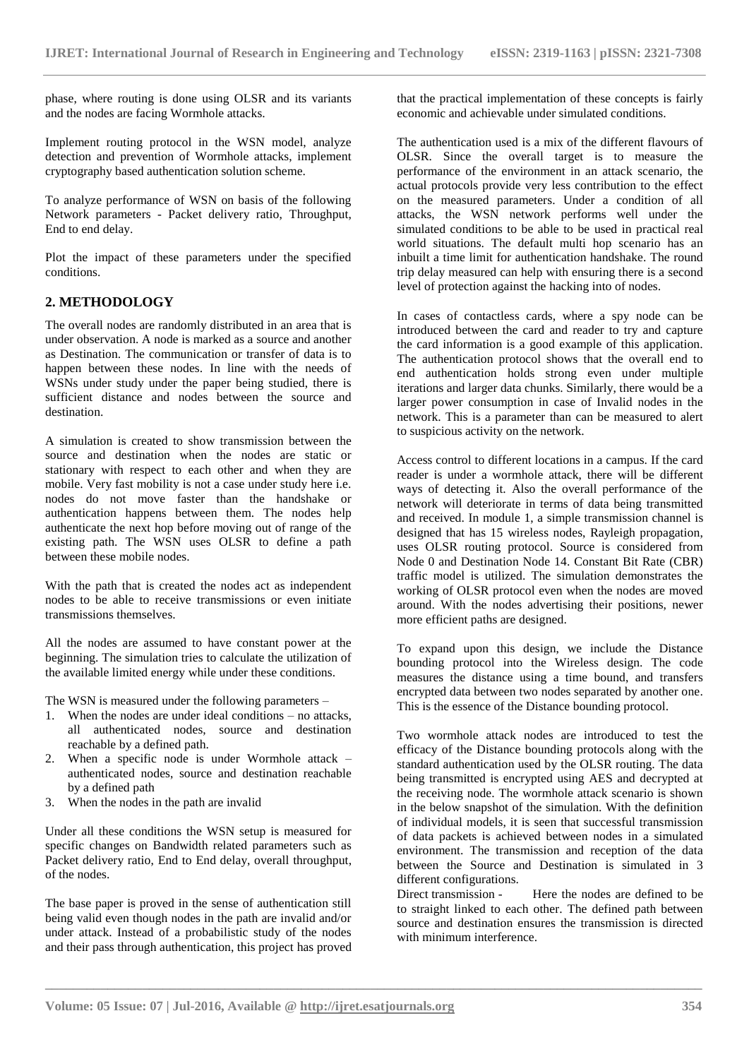phase, where routing is done using OLSR and its variants and the nodes are facing Wormhole attacks.

Implement routing protocol in the WSN model, analyze detection and prevention of Wormhole attacks, implement cryptography based authentication solution scheme.

To analyze performance of WSN on basis of the following Network parameters - Packet delivery ratio, Throughput, End to end delay.

Plot the impact of these parameters under the specified conditions.

## 2. METHODOLOGY

The overall nodes are randomly distributed in an area that is under observation. A node is marked as a source and another as Destination. The communication or transfer of data is to happen between these nodes. In line with the needs of WSNs under study under the paper being studied, there is sufficient distance and nodes between the source and destination.

A simulation is created to show transmission between the source and destination when the nodes are static or stationary with respect to each other and when they are mobile. Very fast mobility is not a case under study here i.e. nodes do not move faster than the handshake or authentication happens between them. The nodes help authenticate the next hop before moving out of range of the existing path. The WSN uses OLSR to define a path between these mobile nodes.

With the path that is created the nodes act as independent nodes to be able to receive transmissions or even initiate transmissions themselves.

All the nodes are assumed to have constant power at the beginning. The simulation tries to calculate the utilization of the available limited energy while under these conditions.

The WSN is measured under the following parameters –

1. When the nodes are under ideal conditions – no attacks, all authenticated nodes, source and destination reachable by a defined path.
2. When a specific node is under Wormhole attack – authenticated nodes, source and destination reachable by a defined path
3. When the nodes in the path are invalid

Under all these conditions the WSN setup is measured for specific changes on Bandwidth related parameters such as Packet delivery ratio, End to End delay, overall throughput, of the nodes.

The base paper is proved in the sense of authentication still being valid even though nodes in the path are invalid and/or under attack. Instead of a probabilistic study of the nodes and their pass through authentication, this project has proved that the practical implementation of these concepts is fairly economic and achievable under simulated conditions.

The authentication used is a mix of the different flavours of OLSR. Since the overall target is to measure the performance of the environment in an attack scenario, the actual protocols provide very less contribution to the effect on the measured parameters. Under a condition of all attacks, the WSN network performs well under the simulated conditions to be able to be used in practical real world situations. The default multi hop scenario has an inbuilt a time limit for authentication handshake. The round trip delay measured can help with ensuring there is a second level of protection against the hacking into of nodes.

In cases of contactless cards, where a spy node can be introduced between the card and reader to try and capture the card information is a good example of this application. The authentication protocol shows that the overall end to end authentication holds strong even under multiple iterations and larger data chunks. Similarly, there would be a larger power consumption in case of Invalid nodes in the network. This is a parameter than can be measured to alert to suspicious activity on the network.

Access control to different locations in a campus. If the card reader is under a wormhole attack, there will be different ways of detecting it. Also the overall performance of the network will deteriorate in terms of data being transmitted and received. In module 1, a simple transmission channel is designed that has 15 wireless nodes, Rayleigh propagation, uses OLSR routing protocol. Source is considered from Node 0 and Destination Node 14. Constant Bit Rate (CBR) traffic model is utilized. The simulation demonstrates the working of OLSR protocol even when the nodes are moved around. With the nodes advertising their positions, newer more efficient paths are designed.

To expand upon this design, we include the Distance bounding protocol into the Wireless design. The code measures the distance using a time bound, and transfers encrypted data between two nodes separated by another one. This is the essence of the Distance bounding protocol.

Two wormhole attack nodes are introduced to test the efficacy of the Distance bounding protocols along with the standard authentication used by the OLSR routing. The data being transmitted is encrypted using AES and decrypted at the receiving node. The wormhole attack scenario is shown in the below snapshot of the simulation. With the definition of individual models, it is seen that successful transmission of data packets is achieved between nodes in a simulated environment. The transmission and reception of the data between the Source and Destination is simulated in 3 different configurations.

Direct transmission - Here the nodes are defined to be to straight linked to each other. The defined path between source and destination ensures the transmission is directed with minimum interference.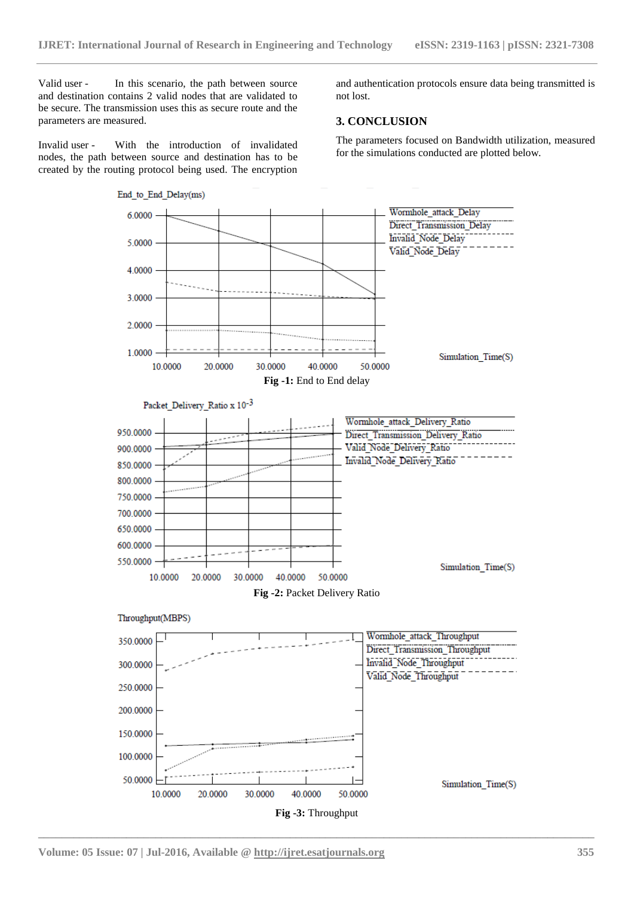Valid user - In this scenario, the path between source and destination contains 2 valid nodes that are validated to be secure. The transmission uses this as secure route and the parameters are measured.

Invalid user - With the introduction of invalidated nodes, the path between source and destination has to be created by the routing protocol being used. The encryption and authentication protocols ensure data being transmitted is not lost.

## 3. CONCLUSION

The parameters focused on Bandwidth utilization, measured for the simulations conducted are plotted below.

**Fig -1:** End to End delay

**Fig -2:** Packet Delivery Ratio

**Fig -3:** Throughput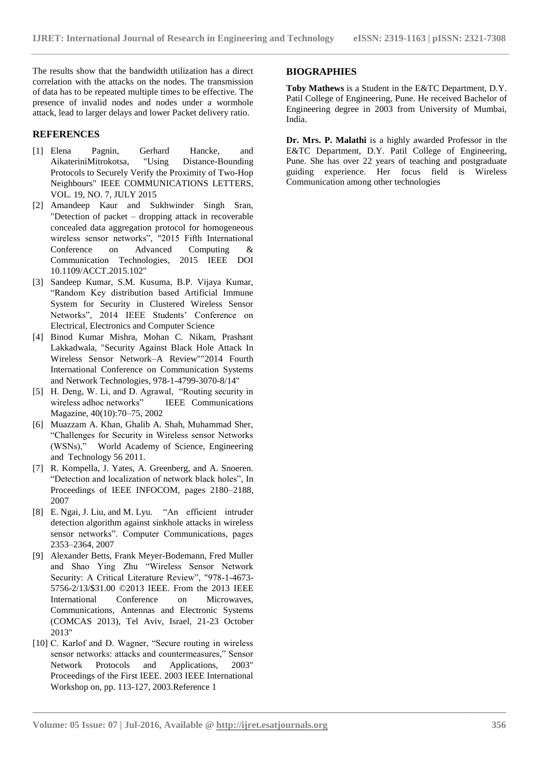The results show that the bandwidth utilization has a direct correlation with the attacks on the nodes. The transmission of data has to be repeated multiple times to be effective. The presence of invalid nodes and nodes under a wormhole attack, lead to larger delays and lower Packet delivery ratio.

## REFERENCES

[1] Elena Pagnin, Gerhard Hancke, and AikateriniMitrokotsa, "Using Distance-Bounding Protocols to Securely Verify the Proximity of Two-Hop Neighbours" IEEE COMMUNICATIONS LETTERS, VOL. 19, NO. 7, JULY 2015

[2] Amandeep Kaur and Sukhwinder Singh Sran, "Detection of packet – dropping attack in recoverable concealed data aggregation protocol for homogeneous wireless sensor networks", "2015 Fifth International Conference on Advanced Computing & Communication Technologies, 2015 IEEE DOI 10.1109/ACCT.2015.102"

[3] Sandeep Kumar, S.M. Kusuma, B.P. Vijaya Kumar, "Random Key distribution based Artificial Immune System for Security in Clustered Wireless Sensor Networks", 2014 IEEE Students' Conference on Electrical, Electronics and Computer Science

[4] Binod Kumar Mishra, Mohan C. Nikam, Prashant Lakkadwala, "Security Against Black Hole Attack In Wireless Sensor Network–A Review""2014 Fourth International Conference on Communication Systems and Network Technologies, 978-1-4799-3070-8/14"

[5] H. Deng, W. Li, and D. Agrawal, "Routing security in wireless adhoc networks" IEEE Communications Magazine, 40(10):70–75, 2002

[6] Muazzam A. Khan, Ghalib A. Shah, Muhammad Sher, "Challenges for Security in Wireless sensor Networks (WSNs)," World Academy of Science, Engineering and Technology 56 2011.

[7] R. Kompella, J. Yates, A. Greenberg, and A. Snoeren. "Detection and localization of network black holes", In Proceedings of IEEE INFOCOM, pages 2180–2188, 2007

[8] E. Ngai, J. Liu, and M. Lyu. "An efficient intruder detection algorithm against sinkhole attacks in wireless sensor networks". Computer Communications, pages 2353–2364, 2007

[9] Alexander Betts, Frank Meyer-Bodemann, Fred Muller and Shao Ying Zhu "Wireless Sensor Network Security: A Critical Literature Review", "978-1-4673-5756-2/13/$31.00 ©2013 IEEE. From the 2013 IEEE International Conference on Microwaves, Communications, Antennas and Electronic Systems (COMCAS 2013), Tel Aviv, Israel, 21-23 October 2013"

[10] C. Karlof and D. Wagner, "Secure routing in wireless sensor networks: attacks and countermeasures," Sensor Network Protocols and Applications, 2003" Proceedings of the First IEEE. 2003 IEEE International Workshop on, pp. 113-127, 2003.Reference 1

## BIOGRAPHIES

**Toby Mathews** is a Student in the E&TC Department, D.Y. Patil College of Engineering, Pune. He received Bachelor of Engineering degree in 2003 from University of Mumbai, India.

**Dr. Mrs. P. Malathi** is a highly awarded Professor in the E&TC Department, D.Y. Patil College of Engineering, Pune. She has over 22 years of teaching and postgraduate guiding experience. Her focus field is Wireless Communication among other technologies